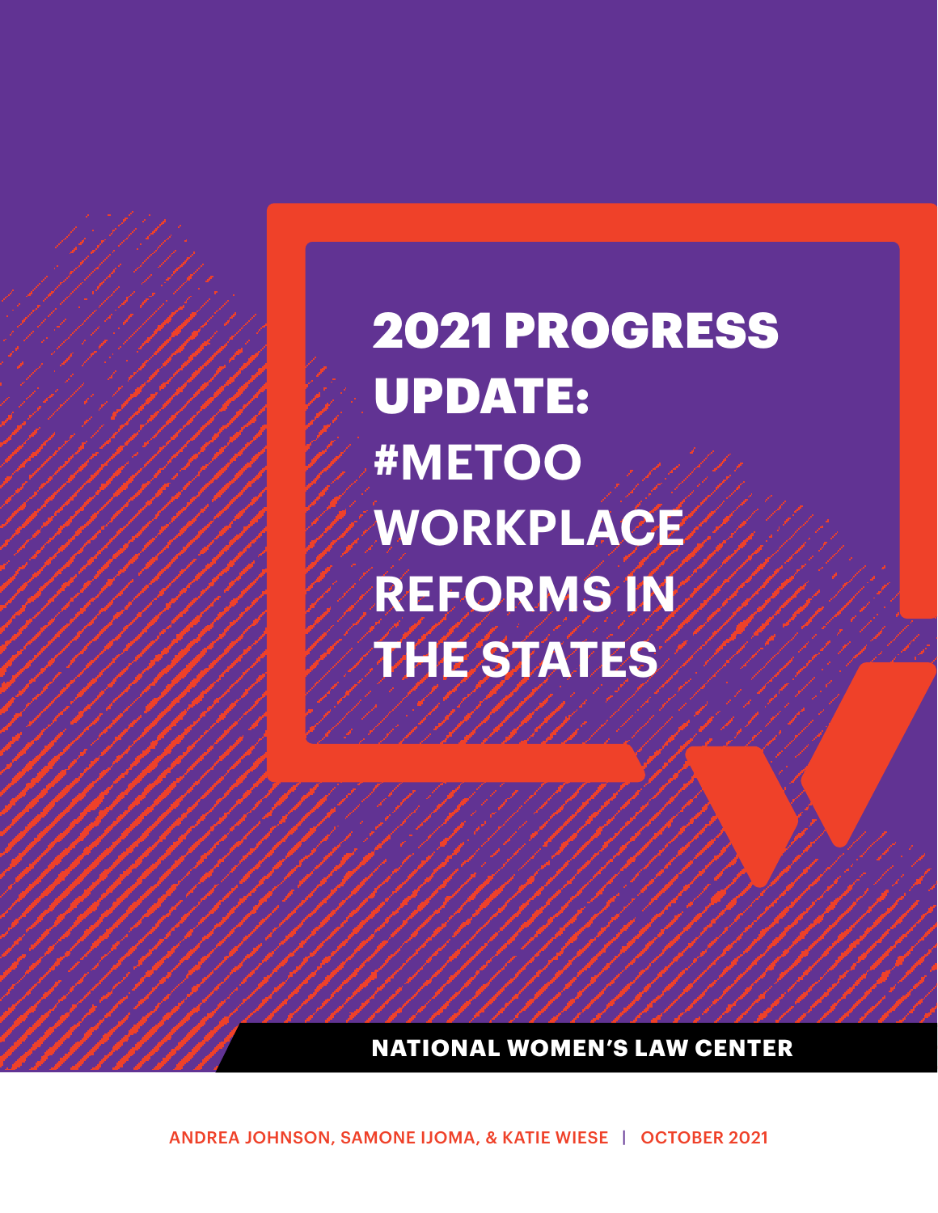# 2021 PROGRESS UPDATE: #METOO WORKPLACE REFORMS IN THE STATES

**NATIONAL WOMEN'S LAW CENTER**

ANDREA JOHNSON, SAMONE IJOMA, & KATIE WIESE | OCTOBER 2021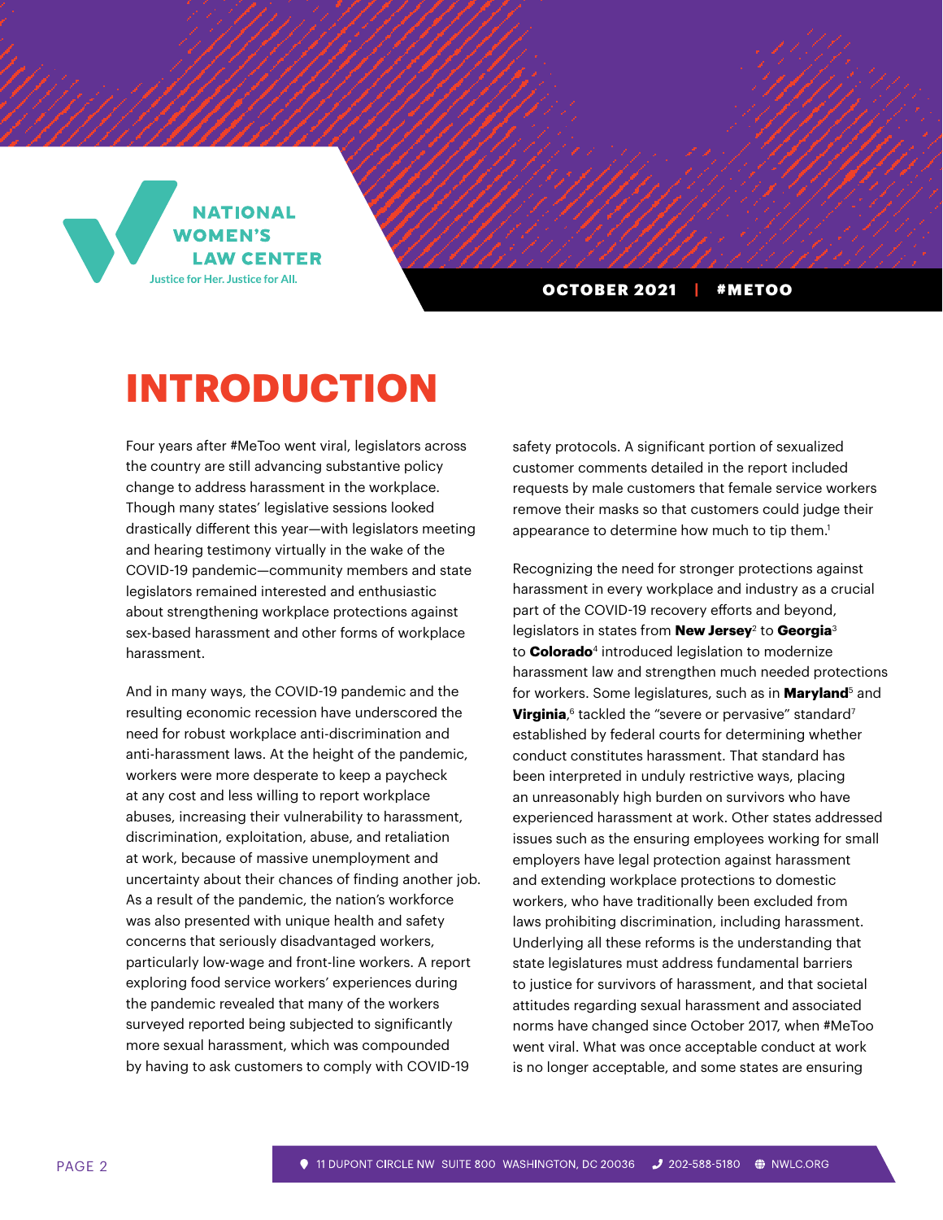# INTRODUCTION

Four years after #MeToo went viral, legislators across the country are still advancing substantive policy change to address harassment in the workplace. Though many states' legislative sessions looked drastically different this year—with legislators meeting and hearing testimony virtually in the wake of the COVID-19 pandemic—community members and state legislators remained interested and enthusiastic about strengthening workplace protections against sex-based harassment and other forms of workplace harassment.

And in many ways, the COVID-19 pandemic and the resulting economic recession have underscored the need for robust workplace anti-discrimination and anti-harassment laws. At the height of the pandemic, workers were more desperate to keep a paycheck at any cost and less willing to report workplace abuses, increasing their vulnerability to harassment, discrimination, exploitation, abuse, and retaliation at work, because of massive unemployment and uncertainty about their chances of finding another job. As a result of the pandemic, the nation's workforce was also presented with unique health and safety concerns that seriously disadvantaged workers, particularly low-wage and front-line workers. A report exploring food service workers' experiences during the pandemic revealed that many of the workers surveyed reported being subjected to significantly more sexual harassment, which was compounded by having to ask customers to comply with COVID-19 safety protocols. A significant portion of sexualized customer comments detailed in the report included requests by male customers that female service workers remove their masks so that customers could judge their appearance to determine how much to tip them.[1]

Recognizing the need for stronger protections against harassment in every workplace and industry as a crucial part of the COVID-19 recovery efforts and beyond, legislators in states from **New Jersey**[2] to **Georgia**[3] to **Colorado**[4] introduced legislation to modernize harassment law and strengthen much needed protections for workers. Some legislatures, such as in **Maryland**[5] and **Virginia**,[6] tackled the "severe or pervasive" standard[7] established by federal courts for determining whether conduct constitutes harassment. That standard has been interpreted in unduly restrictive ways, placing an unreasonably high burden on survivors who have experienced harassment at work. Other states addressed issues such as the ensuring employees working for small employers have legal protection against harassment and extending workplace protections to domestic workers, who have traditionally been excluded from laws prohibiting discrimination, including harassment. Underlying all these reforms is the understanding that state legislatures must address fundamental barriers to justice for survivors of harassment, and that societal attitudes regarding sexual harassment and associated norms have changed since October 2017, when #MeToo went viral. What was once acceptable conduct at work is no longer acceptable, and some states are ensuring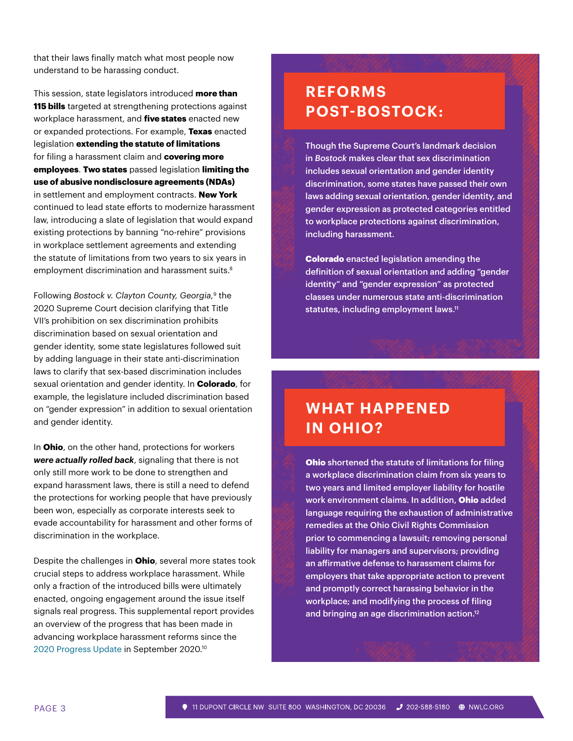that their laws finally match what most people now understand to be harassing conduct.

This session, state legislators introduced **more than 115 bills** targeted at strengthening protections against workplace harassment, and **five states** enacted new or expanded protections. For example, **Texas** enacted legislation **extending the statute of limitations** for filing a harassment claim and **covering more employees**. **Two states** passed legislation **limiting the use of abusive nondisclosure agreements (NDAs)** in settlement and employment contracts. **New York** continued to lead state efforts to modernize harassment law, introducing a slate of legislation that would expand existing protections by banning "no-rehire" provisions in workplace settlement agreements and extending the statute of limitations from two years to six years in employment discrimination and harassment suits.[8]

Following *Bostock v. Clayton County, Georgia*,[9] the 2020 Supreme Court decision clarifying that Title VII's prohibition on sex discrimination prohibits discrimination based on sexual orientation and gender identity, some state legislatures followed suit by adding language in their state anti-discrimination laws to clarify that sex-based discrimination includes sexual orientation and gender identity. In **Colorado**, for example, the legislature included discrimination based on "gender expression" in addition to sexual orientation and gender identity.

In **Ohio**, on the other hand, protections for workers ***were actually rolled back***, signaling that there is not only still more work to be done to strengthen and expand harassment laws, there is still a need to defend the protections for working people that have previously been won, especially as corporate interests seek to evade accountability for harassment and other forms of discrimination in the workplace.

Despite the challenges in **Ohio**, several more states took crucial steps to address workplace harassment. While only a fraction of the introduced bills were ultimately enacted, ongoing engagement around the issue itself signals real progress. This supplemental report provides an overview of the progress that has been made in advancing workplace harassment reforms since the 2020 Progress Update in September 2020.[10]

## REFORMS POST-BOSTOCK:

Though the Supreme Court's landmark decision in *Bostock* makes clear that sex discrimination includes sexual orientation and gender identity discrimination, some states have passed their own laws adding sexual orientation, gender identity, and gender expression as protected categories entitled to workplace protections against discrimination, including harassment.

**Colorado** enacted legislation amending the definition of sexual orientation and adding "gender identity" and "gender expression" as protected classes under numerous state anti-discrimination statutes, including employment laws.[11]

## WHAT HAPPENED IN OHIO?

**Ohio** shortened the statute of limitations for filing a workplace discrimination claim from six years to two years and limited employer liability for hostile work environment claims. In addition, **Ohio** added language requiring the exhaustion of administrative remedies at the Ohio Civil Rights Commission prior to commencing a lawsuit; removing personal liability for managers and supervisors; providing an affirmative defense to harassment claims for employers that take appropriate action to prevent and promptly correct harassing behavior in the workplace; and modifying the process of filing and bringing an age discrimination action.[12]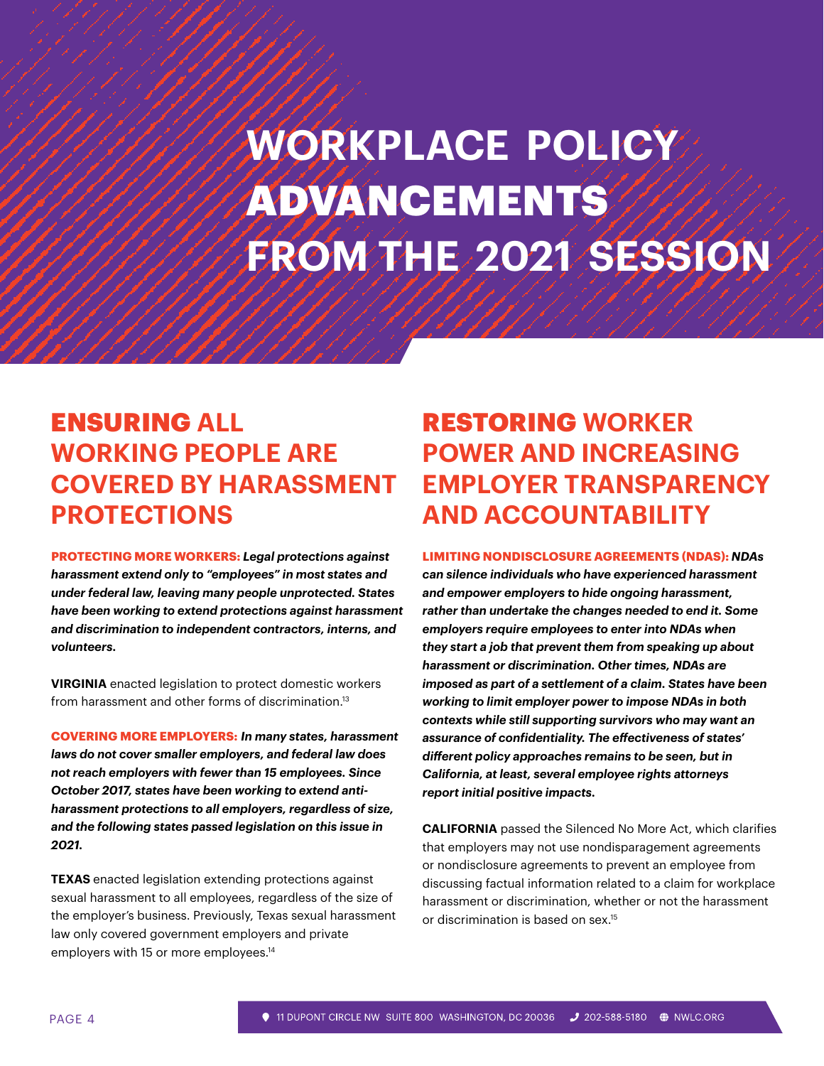# WORKPLACE POLICY ADVANCEMENTS FROM THE 2021 SESSION

## ENSURING ALL WORKING PEOPLE ARE COVERED BY HARASSMENT PROTECTIONS

**PROTECTING MORE WORKERS:** ***Legal protections against harassment extend only to "employees" in most states and under federal law, leaving many people unprotected. States have been working to extend protections against harassment and discrimination to independent contractors, interns, and volunteers.***

**VIRGINIA** enacted legislation to protect domestic workers from harassment and other forms of discrimination.[13]

**COVERING MORE EMPLOYERS:** ***In many states, harassment laws do not cover smaller employers, and federal law does not reach employers with fewer than 15 employees. Since October 2017, states have been working to extend anti-harassment protections to all employers, regardless of size, and the following states passed legislation on this issue in 2021.***

**TEXAS** enacted legislation extending protections against sexual harassment to all employees, regardless of the size of the employer's business. Previously, Texas sexual harassment law only covered government employers and private employers with 15 or more employees.[14]

## RESTORING WORKER POWER AND INCREASING EMPLOYER TRANSPARENCY AND ACCOUNTABILITY

**LIMITING NONDISCLOSURE AGREEMENTS (NDAS):** ***NDAs can silence individuals who have experienced harassment and empower employers to hide ongoing harassment, rather than undertake the changes needed to end it. Some employers require employees to enter into NDAs when they start a job that prevent them from speaking up about harassment or discrimination. Other times, NDAs are imposed as part of a settlement of a claim. States have been working to limit employer power to impose NDAs in both contexts while still supporting survivors who may want an assurance of confidentiality. The effectiveness of states' different policy approaches remains to be seen, but in California, at least, several employee rights attorneys report initial positive impacts.***

**CALIFORNIA** passed the Silenced No More Act, which clarifies that employers may not use nondisparagement agreements or nondisclosure agreements to prevent an employee from discussing factual information related to a claim for workplace harassment or discrimination, whether or not the harassment or discrimination is based on sex.[15]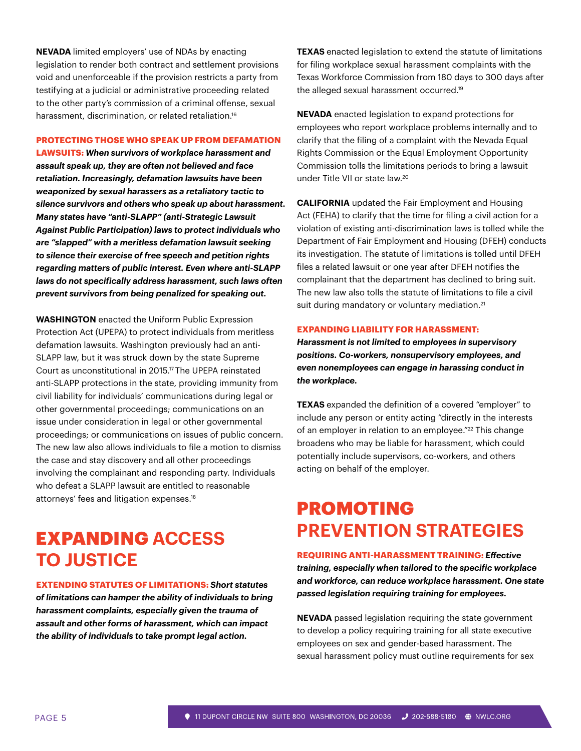**NEVADA** limited employers' use of NDAs by enacting legislation to render both contract and settlement provisions void and unenforceable if the provision restricts a party from testifying at a judicial or administrative proceeding related to the other party's commission of a criminal offense, sexual harassment, discrimination, or related retaliation.[16]

**PROTECTING THOSE WHO SPEAK UP FROM DEFAMATION LAWSUITS:** ***When survivors of workplace harassment and assault speak up, they are often not believed and face retaliation. Increasingly, defamation lawsuits have been weaponized by sexual harassers as a retaliatory tactic to silence survivors and others who speak up about harassment. Many states have "anti-SLAPP" (anti-Strategic Lawsuit Against Public Participation) laws to protect individuals who are "slapped" with a meritless defamation lawsuit seeking to silence their exercise of free speech and petition rights regarding matters of public interest. Even where anti-SLAPP laws do not specifically address harassment, such laws often prevent survivors from being penalized for speaking out.***

**WASHINGTON** enacted the Uniform Public Expression Protection Act (UPEPA) to protect individuals from meritless defamation lawsuits. Washington previously had an anti-SLAPP law, but it was struck down by the state Supreme Court as unconstitutional in 2015.[17] The UPEPA reinstated anti-SLAPP protections in the state, providing immunity from civil liability for individuals' communications during legal or other governmental proceedings; communications on an issue under consideration in legal or other governmental proceedings; or communications on issues of public concern. The new law also allows individuals to file a motion to dismiss the case and stay discovery and all other proceedings involving the complainant and responding party. Individuals who defeat a SLAPP lawsuit are entitled to reasonable attorneys' fees and litigation expenses.[18]

# EXPANDING ACCESS TO JUSTICE

**EXTENDING STATUTES OF LIMITATIONS:** ***Short statutes of limitations can hamper the ability of individuals to bring harassment complaints, especially given the trauma of assault and other forms of harassment, which can impact the ability of individuals to take prompt legal action.***

**TEXAS** enacted legislation to extend the statute of limitations for filing workplace sexual harassment complaints with the Texas Workforce Commission from 180 days to 300 days after the alleged sexual harassment occurred.[19]

**NEVADA** enacted legislation to expand protections for employees who report workplace problems internally and to clarify that the filing of a complaint with the Nevada Equal Rights Commission or the Equal Employment Opportunity Commission tolls the limitations periods to bring a lawsuit under Title VII or state law.[20]

**CALIFORNIA** updated the Fair Employment and Housing Act (FEHA) to clarify that the time for filing a civil action for a violation of existing anti-discrimination laws is tolled while the Department of Fair Employment and Housing (DFEH) conducts its investigation. The statute of limitations is tolled until DFEH files a related lawsuit or one year after DFEH notifies the complainant that the department has declined to bring suit. The new law also tolls the statute of limitations to file a civil suit during mandatory or voluntary mediation.[21]

**EXPANDING LIABILITY FOR HARASSMENT:** ***Harassment is not limited to employees in supervisory positions. Co-workers, nonsupervisory employees, and even nonemployees can engage in harassing conduct in the workplace.***

**TEXAS** expanded the definition of a covered "employer" to include any person or entity acting "directly in the interests of an employer in relation to an employee."[22] This change broadens who may be liable for harassment, which could potentially include supervisors, co-workers, and others acting on behalf of the employer.

# PROMOTING PREVENTION STRATEGIES

**REQUIRING ANTI-HARASSMENT TRAINING:** ***Effective training, especially when tailored to the specific workplace and workforce, can reduce workplace harassment. One state passed legislation requiring training for employees.***

**NEVADA** passed legislation requiring the state government to develop a policy requiring training for all state executive employees on sex and gender-based harassment. The sexual harassment policy must outline requirements for sex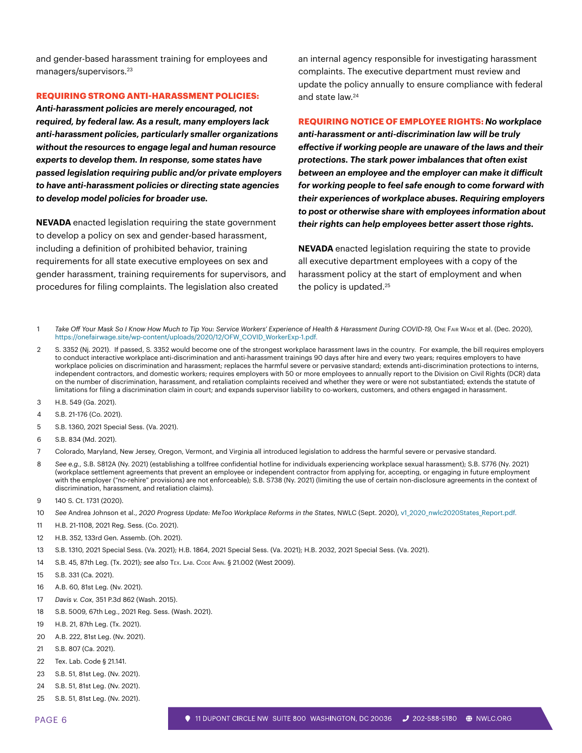and gender-based harassment training for employees and managers/supervisors.[23]

**REQUIRING STRONG ANTI-HARASSMENT POLICIES:** ***Anti-harassment policies are merely encouraged, not required, by federal law. As a result, many employers lack anti-harassment policies, particularly smaller organizations without the resources to engage legal and human resource experts to develop them. In response, some states have passed legislation requiring public and/or private employers to have anti-harassment policies or directing state agencies to develop model policies for broader use.***

**NEVADA** enacted legislation requiring the state government to develop a policy on sex and gender-based harassment, including a definition of prohibited behavior, training requirements for all state executive employees on sex and gender harassment, training requirements for supervisors, and procedures for filing complaints. The legislation also created an internal agency responsible for investigating harassment complaints. The executive department must review and update the policy annually to ensure compliance with federal and state law.[24]

**REQUIRING NOTICE OF EMPLOYEE RIGHTS:** ***No workplace anti-harassment or anti-discrimination law will be truly effective if working people are unaware of the laws and their protections. The stark power imbalances that often exist between an employee and the employer can make it difficult for working people to feel safe enough to come forward with their experiences of workplace abuses. Requiring employers to post or otherwise share with employees information about their rights can help employees better assert those rights.***

**NEVADA** enacted legislation requiring the state to provide all executive department employees with a copy of the harassment policy at the start of employment and when the policy is updated.[25]

---

1 *Take Off Your Mask So I Know How Much to Tip You: Service Workers' Experience of Health & Harassment During COVID-19,* One Fair Wage et al. (Dec. 2020), https://onefairwage.site/wp-content/uploads/2020/12/OFW_COVID_WorkerExp-1.pdf.

2 S. 3352 (Nj. 2021). If passed, S. 3352 would become one of the strongest workplace harassment laws in the country. For example, the bill requires employers to conduct interactive workplace anti-discrimination and anti-harassment trainings 90 days after hire and every two years; requires employers to have workplace policies on discrimination and harassment; replaces the harmful severe or pervasive standard; extends anti-discrimination protections to interns, independent contractors, and domestic workers; requires employers with 50 or more employees to annually report to the Division on Civil Rights (DCR) data on the number of discrimination, harassment, and retaliation complaints received and whether they were or were not substantiated; extends the statute of limitations for filing a discrimination claim in court; and expands supervisor liability to co-workers, customers, and others engaged in harassment.

3 H.B. 549 (Ga. 2021).

4 S.B. 21-176 (Co. 2021).

5 S.B. 1360, 2021 Special Sess. (Va. 2021).

6 S.B. 834 (Md. 2021).

7 Colorado, Maryland, New Jersey, Oregon, Vermont, and Virginia all introduced legislation to address the harmful severe or pervasive standard.

8 *See e.g.,* S.B. S812A (Ny. 2021) (establishing a tollfree confidential hotline for individuals experiencing workplace sexual harassment); S.B. S776 (Ny. 2021) (workplace settlement agreements that prevent an employee or independent contractor from applying for, accepting, or engaging in future employment with the employer ("no-rehire" provisions) are not enforceable); S.B. S738 (Ny. 2021) (limiting the use of certain non-disclosure agreements in the context of discrimination, harassment, and retaliation claims).

9 140 S. Ct. 1731 (2020).

10 *See* Andrea Johnson et al., *2020 Progress Update: MeToo Workplace Reforms in the States*, NWLC (Sept. 2020), v1_2020_nwlc2020States_Report.pdf.

11 H.B. 21-1108, 2021 Reg. Sess. (Co. 2021).

12 H.B. 352, 133rd Gen. Assemb. (Oh. 2021).

13 S.B. 1310, 2021 Special Sess. (Va. 2021); H.B. 1864, 2021 Special Sess. (Va. 2021); H.B. 2032, 2021 Special Sess. (Va. 2021).

14 S.B. 45, 87th Leg. (Tx. 2021); *see also* Tex. Lab. Code Ann. § 21.002 (West 2009).

15 S.B. 331 (Ca. 2021).

16 A.B. 60, 81st Leg. (Nv. 2021).

17 *Davis v. Cox*, 351 P.3d 862 (Wash. 2015).

18 S.B. 5009, 67th Leg., 2021 Reg. Sess. (Wash. 2021).

19 H.B. 21, 87th Leg. (Tx. 2021).

20 A.B. 222, 81st Leg. (Nv. 2021).

21 S.B. 807 (Ca. 2021).

22 Tex. Lab. Code § 21.141.

23 S.B. 51, 81st Leg. (Nv. 2021).

24 S.B. 51, 81st Leg. (Nv. 2021).

25 S.B. 51, 81st Leg. (Nv. 2021).